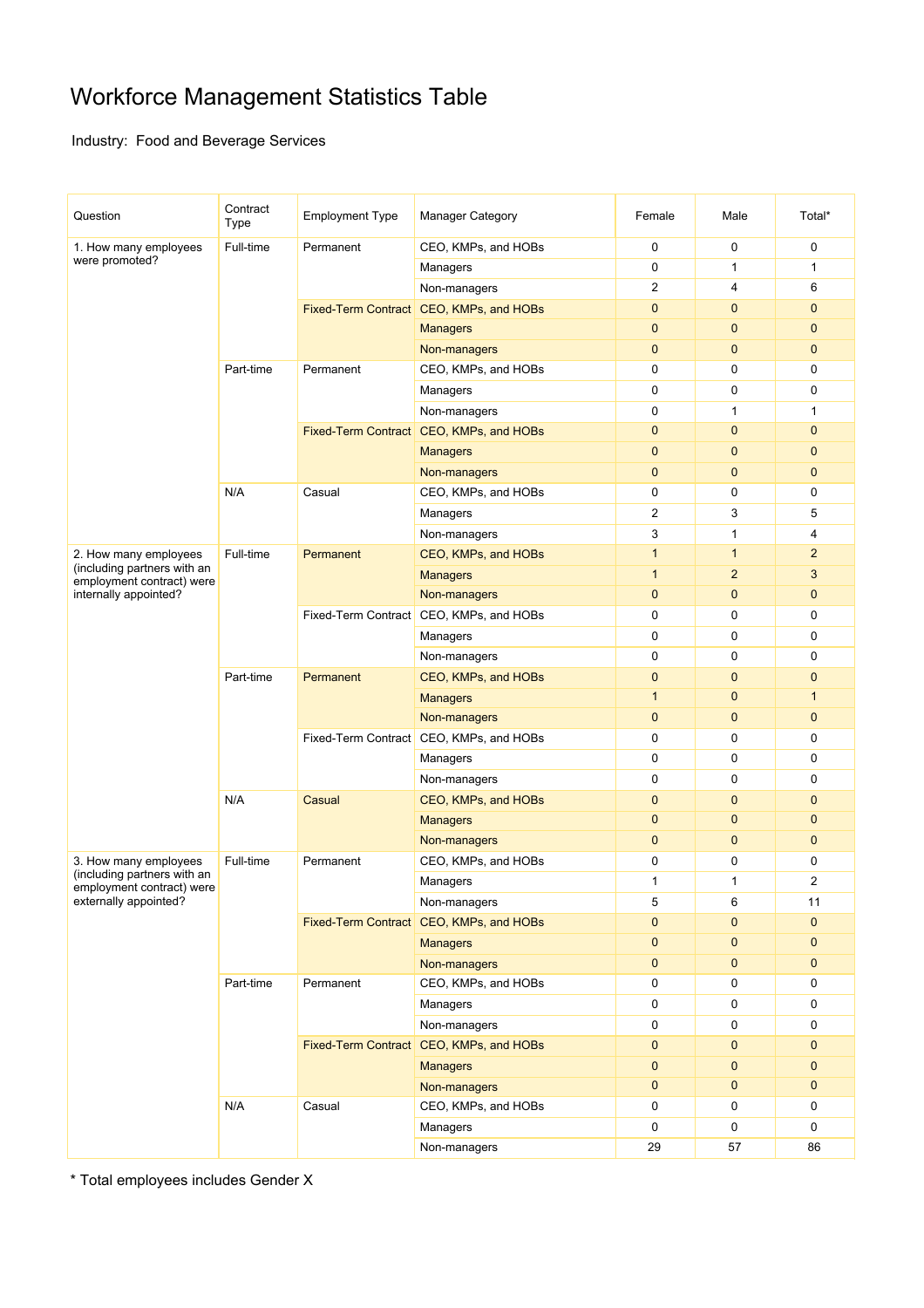# Workforce Management Statistics Table

Industry: Food and Beverage Services

| Question | Contract Type | Employment Type | Manager Category | Female | Male | Total* |
|---|---|---|---|---|---|---|
| 1. How many employees were promoted? | Full-time | Permanent | CEO, KMPs, and HOBs | 0 | 0 | 0 |
| | | | Managers | 0 | 1 | 1 |
| | | | Non-managers | 2 | 4 | 6 |
| | | Fixed-Term Contract | CEO, KMPs, and HOBs | 0 | 0 | 0 |
| | | | Managers | 0 | 0 | 0 |
| | | | Non-managers | 0 | 0 | 0 |
| | Part-time | Permanent | CEO, KMPs, and HOBs | 0 | 0 | 0 |
| | | | Managers | 0 | 0 | 0 |
| | | | Non-managers | 0 | 1 | 1 |
| | | Fixed-Term Contract | CEO, KMPs, and HOBs | 0 | 0 | 0 |
| | | | Managers | 0 | 0 | 0 |
| | | | Non-managers | 0 | 0 | 0 |
| | N/A | Casual | CEO, KMPs, and HOBs | 0 | 0 | 0 |
| | | | Managers | 2 | 3 | 5 |
| | | | Non-managers | 3 | 1 | 4 |
| 2. How many employees (including partners with an employment contract) were internally appointed? | Full-time | Permanent | CEO, KMPs, and HOBs | 1 | 1 | 2 |
| | | | Managers | 1 | 2 | 3 |
| | | | Non-managers | 0 | 0 | 0 |
| | | Fixed-Term Contract | CEO, KMPs, and HOBs | 0 | 0 | 0 |
| | | | Managers | 0 | 0 | 0 |
| | | | Non-managers | 0 | 0 | 0 |
| | Part-time | Permanent | CEO, KMPs, and HOBs | 0 | 0 | 0 |
| | | | Managers | 1 | 0 | 1 |
| | | | Non-managers | 0 | 0 | 0 |
| | | Fixed-Term Contract | CEO, KMPs, and HOBs | 0 | 0 | 0 |
| | | | Managers | 0 | 0 | 0 |
| | | | Non-managers | 0 | 0 | 0 |
| | N/A | Casual | CEO, KMPs, and HOBs | 0 | 0 | 0 |
| | | | Managers | 0 | 0 | 0 |
| | | | Non-managers | 0 | 0 | 0 |
| 3. How many employees (including partners with an employment contract) were externally appointed? | Full-time | Permanent | CEO, KMPs, and HOBs | 0 | 0 | 0 |
| | | | Managers | 1 | 1 | 2 |
| | | | Non-managers | 5 | 6 | 11 |
| | | Fixed-Term Contract | CEO, KMPs, and HOBs | 0 | 0 | 0 |
| | | | Managers | 0 | 0 | 0 |
| | | | Non-managers | 0 | 0 | 0 |
| | Part-time | Permanent | CEO, KMPs, and HOBs | 0 | 0 | 0 |
| | | | Managers | 0 | 0 | 0 |
| | | | Non-managers | 0 | 0 | 0 |
| | | Fixed-Term Contract | CEO, KMPs, and HOBs | 0 | 0 | 0 |
| | | | Managers | 0 | 0 | 0 |
| | | | Non-managers | 0 | 0 | 0 |
| | N/A | Casual | CEO, KMPs, and HOBs | 0 | 0 | 0 |
| | | | Managers | 0 | 0 | 0 |
| | | | Non-managers | 29 | 57 | 86 |

* Total employees includes Gender X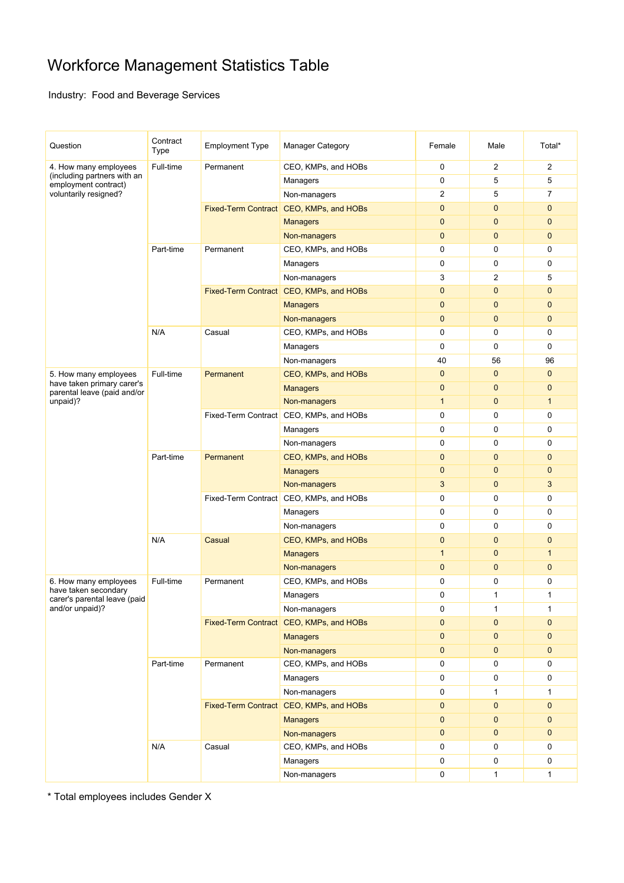# Workforce Management Statistics Table

Industry: Food and Beverage Services

| Question | Contract Type | Employment Type | Manager Category | Female | Male | Total* |
|---|---|---|---|---|---|---|
| 4. How many employees (including partners with an employment contract) voluntarily resigned? | Full-time | Permanent | CEO, KMPs, and HOBs | 0 | 2 | 2 |
| | | | Managers | 0 | 5 | 5 |
| | | | Non-managers | 2 | 5 | 7 |
| | | Fixed-Term Contract | CEO, KMPs, and HOBs | 0 | 0 | 0 |
| | | | Managers | 0 | 0 | 0 |
| | | | Non-managers | 0 | 0 | 0 |
| | Part-time | Permanent | CEO, KMPs, and HOBs | 0 | 0 | 0 |
| | | | Managers | 0 | 0 | 0 |
| | | | Non-managers | 3 | 2 | 5 |
| | | Fixed-Term Contract | CEO, KMPs, and HOBs | 0 | 0 | 0 |
| | | | Managers | 0 | 0 | 0 |
| | | | Non-managers | 0 | 0 | 0 |
| | N/A | Casual | CEO, KMPs, and HOBs | 0 | 0 | 0 |
| | | | Managers | 0 | 0 | 0 |
| | | | Non-managers | 40 | 56 | 96 |
| 5. How many employees have taken primary carer's parental leave (paid and/or unpaid)? | Full-time | Permanent | CEO, KMPs, and HOBs | 0 | 0 | 0 |
| | | | Managers | 0 | 0 | 0 |
| | | | Non-managers | 1 | 0 | 1 |
| | | Fixed-Term Contract | CEO, KMPs, and HOBs | 0 | 0 | 0 |
| | | | Managers | 0 | 0 | 0 |
| | | | Non-managers | 0 | 0 | 0 |
| | Part-time | Permanent | CEO, KMPs, and HOBs | 0 | 0 | 0 |
| | | | Managers | 0 | 0 | 0 |
| | | | Non-managers | 3 | 0 | 3 |
| | | Fixed-Term Contract | CEO, KMPs, and HOBs | 0 | 0 | 0 |
| | | | Managers | 0 | 0 | 0 |
| | | | Non-managers | 0 | 0 | 0 |
| | N/A | Casual | CEO, KMPs, and HOBs | 0 | 0 | 0 |
| | | | Managers | 1 | 0 | 1 |
| | | | Non-managers | 0 | 0 | 0 |
| 6. How many employees have taken secondary carer's parental leave (paid and/or unpaid)? | Full-time | Permanent | CEO, KMPs, and HOBs | 0 | 0 | 0 |
| | | | Managers | 0 | 1 | 1 |
| | | | Non-managers | 0 | 1 | 1 |
| | | Fixed-Term Contract | CEO, KMPs, and HOBs | 0 | 0 | 0 |
| | | | Managers | 0 | 0 | 0 |
| | | | Non-managers | 0 | 0 | 0 |
| | Part-time | Permanent | CEO, KMPs, and HOBs | 0 | 0 | 0 |
| | | | Managers | 0 | 0 | 0 |
| | | | Non-managers | 0 | 1 | 1 |
| | | Fixed-Term Contract | CEO, KMPs, and HOBs | 0 | 0 | 0 |
| | | | Managers | 0 | 0 | 0 |
| | | | Non-managers | 0 | 0 | 0 |
| | N/A | Casual | CEO, KMPs, and HOBs | 0 | 0 | 0 |
| | | | Managers | 0 | 0 | 0 |
| | | | Non-managers | 0 | 1 | 1 |

* Total employees includes Gender X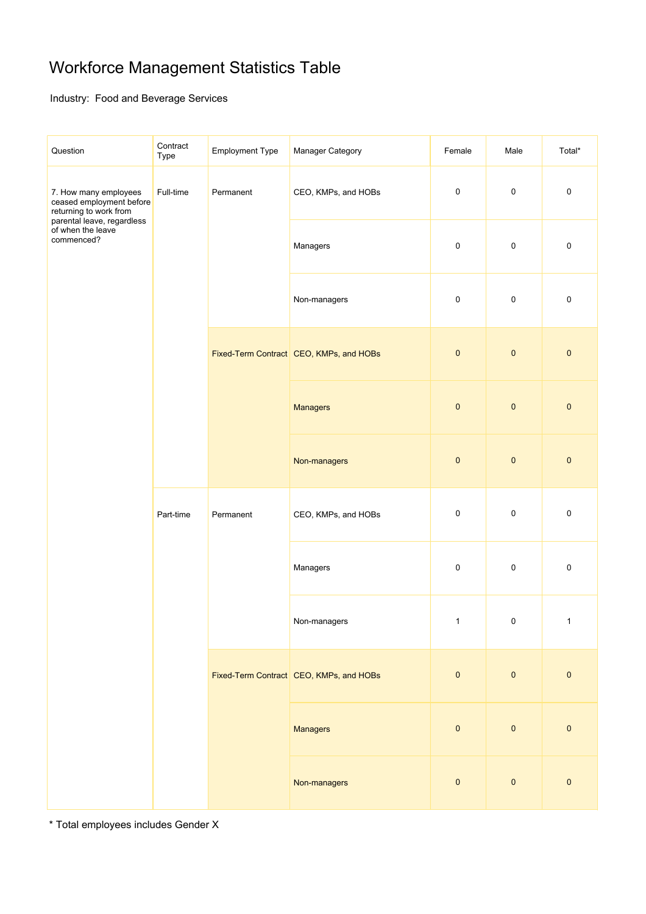# Workforce Management Statistics Table

Industry: Food and Beverage Services

| Question | Contract Type | Employment Type | Manager Category | Female | Male | Total* |
|---|---|---|---|---|---|---|
| 7. How many employees ceased employment before returning to work from parental leave, regardless of when the leave commenced? | Full-time | Permanent | CEO, KMPs, and HOBs | 0 | 0 | 0 |
| | | | Managers | 0 | 0 | 0 |
| | | | Non-managers | 0 | 0 | 0 |
| | | Fixed-Term Contract | CEO, KMPs, and HOBs | 0 | 0 | 0 |
| | | | Managers | 0 | 0 | 0 |
| | | | Non-managers | 0 | 0 | 0 |
| | Part-time | Permanent | CEO, KMPs, and HOBs | 0 | 0 | 0 |
| | | | Managers | 0 | 0 | 0 |
| | | | Non-managers | 1 | 0 | 1 |
| | | Fixed-Term Contract | CEO, KMPs, and HOBs | 0 | 0 | 0 |
| | | | Managers | 0 | 0 | 0 |
| | | | Non-managers | 0 | 0 | 0 |

* Total employees includes Gender X